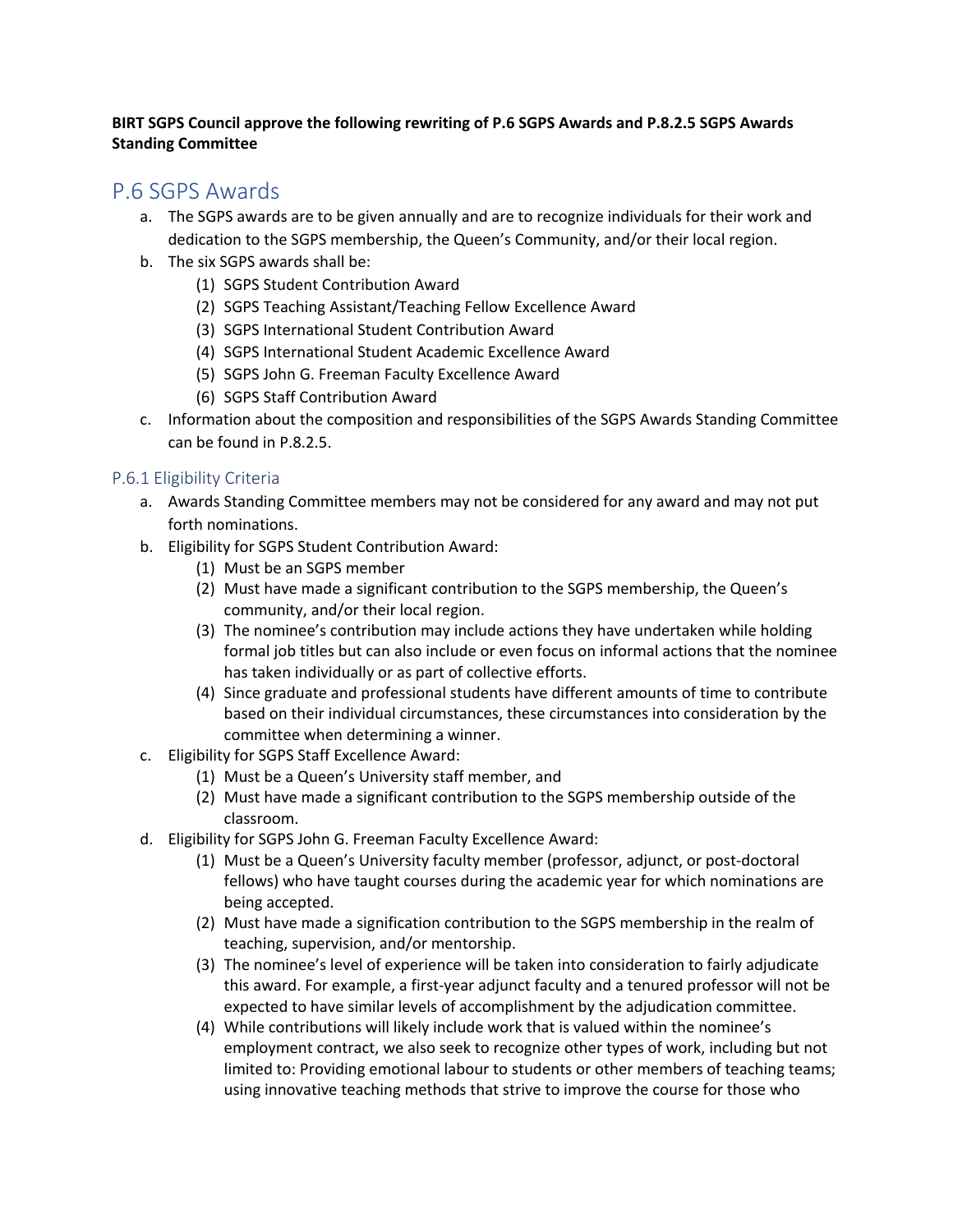**BIRT SGPS Council approve the following rewriting of P.6 SGPS Awards and P.8.2.5 SGPS Awards Standing Committee**

# P.6 SGPS Awards

a. The SGPS awards are to be given annually and are to recognize individuals for their work and dedication to the SGPS membership, the Queen's Community, and/or their local region.

b. The six SGPS awards shall be:
   (1) SGPS Student Contribution Award
   (2) SGPS Teaching Assistant/Teaching Fellow Excellence Award
   (3) SGPS International Student Contribution Award
   (4) SGPS International Student Academic Excellence Award
   (5) SGPS John G. Freeman Faculty Excellence Award
   (6) SGPS Staff Contribution Award

c. Information about the composition and responsibilities of the SGPS Awards Standing Committee can be found in P.8.2.5.

## P.6.1 Eligibility Criteria

a. Awards Standing Committee members may not be considered for any award and may not put forth nominations.

b. Eligibility for SGPS Student Contribution Award:
   (1) Must be an SGPS member
   (2) Must have made a significant contribution to the SGPS membership, the Queen's community, and/or their local region.
   (3) The nominee's contribution may include actions they have undertaken while holding formal job titles but can also include or even focus on informal actions that the nominee has taken individually or as part of collective efforts.
   (4) Since graduate and professional students have different amounts of time to contribute based on their individual circumstances, these circumstances into consideration by the committee when determining a winner.

c. Eligibility for SGPS Staff Excellence Award:
   (1) Must be a Queen's University staff member, and
   (2) Must have made a significant contribution to the SGPS membership outside of the classroom.

d. Eligibility for SGPS John G. Freeman Faculty Excellence Award:
   (1) Must be a Queen's University faculty member (professor, adjunct, or post-doctoral fellows) who have taught courses during the academic year for which nominations are being accepted.
   (2) Must have made a signification contribution to the SGPS membership in the realm of teaching, supervision, and/or mentorship.
   (3) The nominee's level of experience will be taken into consideration to fairly adjudicate this award. For example, a first-year adjunct faculty and a tenured professor will not be expected to have similar levels of accomplishment by the adjudication committee.
   (4) While contributions will likely include work that is valued within the nominee's employment contract, we also seek to recognize other types of work, including but not limited to: Providing emotional labour to students or other members of teaching teams; using innovative teaching methods that strive to improve the course for those who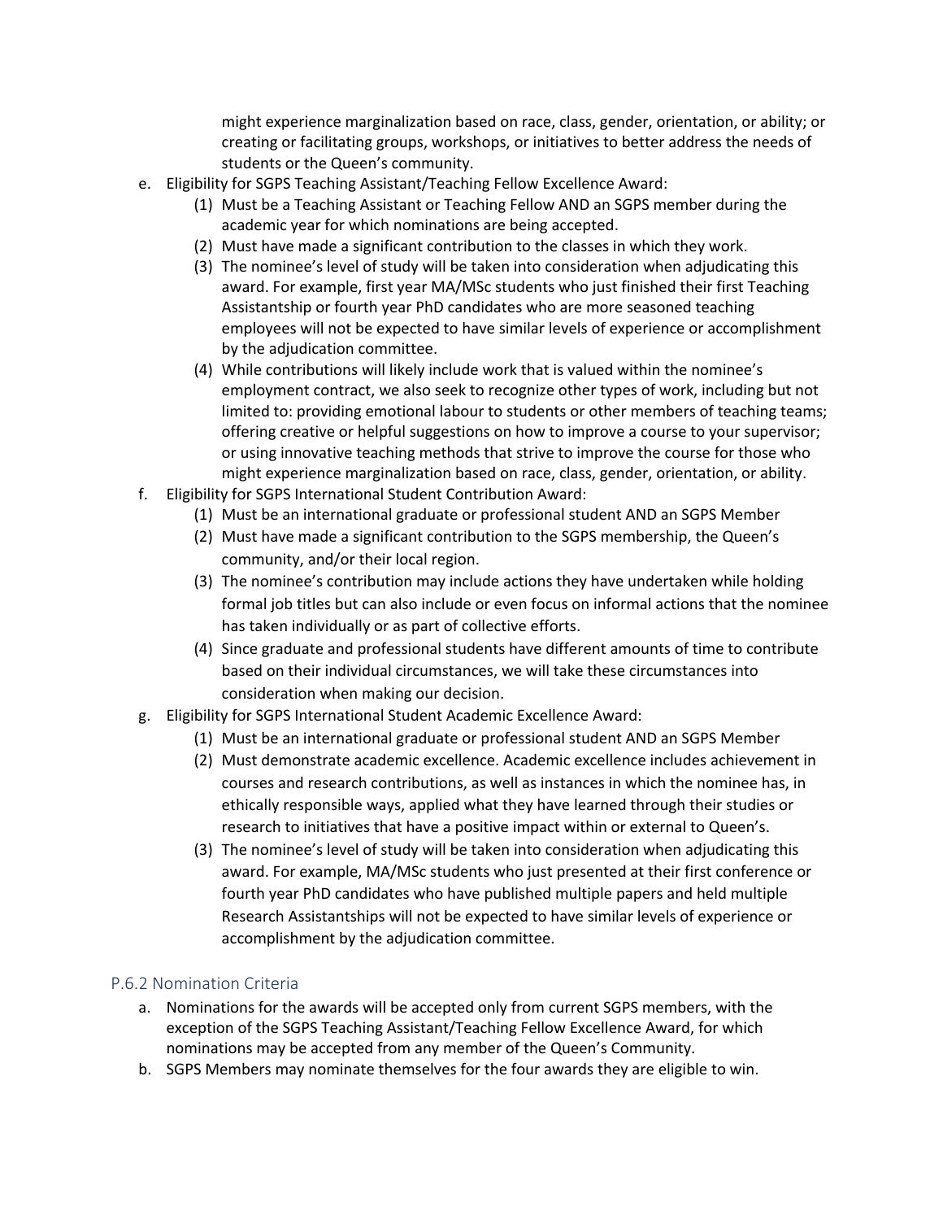might experience marginalization based on race, class, gender, orientation, or ability; or creating or facilitating groups, workshops, or initiatives to better address the needs of students or the Queen's community.

e. Eligibility for SGPS Teaching Assistant/Teaching Fellow Excellence Award:
   (1) Must be a Teaching Assistant or Teaching Fellow AND an SGPS member during the academic year for which nominations are being accepted.
   (2) Must have made a significant contribution to the classes in which they work.
   (3) The nominee's level of study will be taken into consideration when adjudicating this award. For example, first year MA/MSc students who just finished their first Teaching Assistantship or fourth year PhD candidates who are more seasoned teaching employees will not be expected to have similar levels of experience or accomplishment by the adjudication committee.
   (4) While contributions will likely include work that is valued within the nominee's employment contract, we also seek to recognize other types of work, including but not limited to: providing emotional labour to students or other members of teaching teams; offering creative or helpful suggestions on how to improve a course to your supervisor; or using innovative teaching methods that strive to improve the course for those who might experience marginalization based on race, class, gender, orientation, or ability.

f. Eligibility for SGPS International Student Contribution Award:
   (1) Must be an international graduate or professional student AND an SGPS Member
   (2) Must have made a significant contribution to the SGPS membership, the Queen's community, and/or their local region.
   (3) The nominee's contribution may include actions they have undertaken while holding formal job titles but can also include or even focus on informal actions that the nominee has taken individually or as part of collective efforts.
   (4) Since graduate and professional students have different amounts of time to contribute based on their individual circumstances, we will take these circumstances into consideration when making our decision.

g. Eligibility for SGPS International Student Academic Excellence Award:
   (1) Must be an international graduate or professional student AND an SGPS Member
   (2) Must demonstrate academic excellence. Academic excellence includes achievement in courses and research contributions, as well as instances in which the nominee has, in ethically responsible ways, applied what they have learned through their studies or research to initiatives that have a positive impact within or external to Queen's.
   (3) The nominee's level of study will be taken into consideration when adjudicating this award. For example, MA/MSc students who just presented at their first conference or fourth year PhD candidates who have published multiple papers and held multiple Research Assistantships will not be expected to have similar levels of experience or accomplishment by the adjudication committee.

### P.6.2 Nomination Criteria

a. Nominations for the awards will be accepted only from current SGPS members, with the exception of the SGPS Teaching Assistant/Teaching Fellow Excellence Award, for which nominations may be accepted from any member of the Queen's Community.
b. SGPS Members may nominate themselves for the four awards they are eligible to win.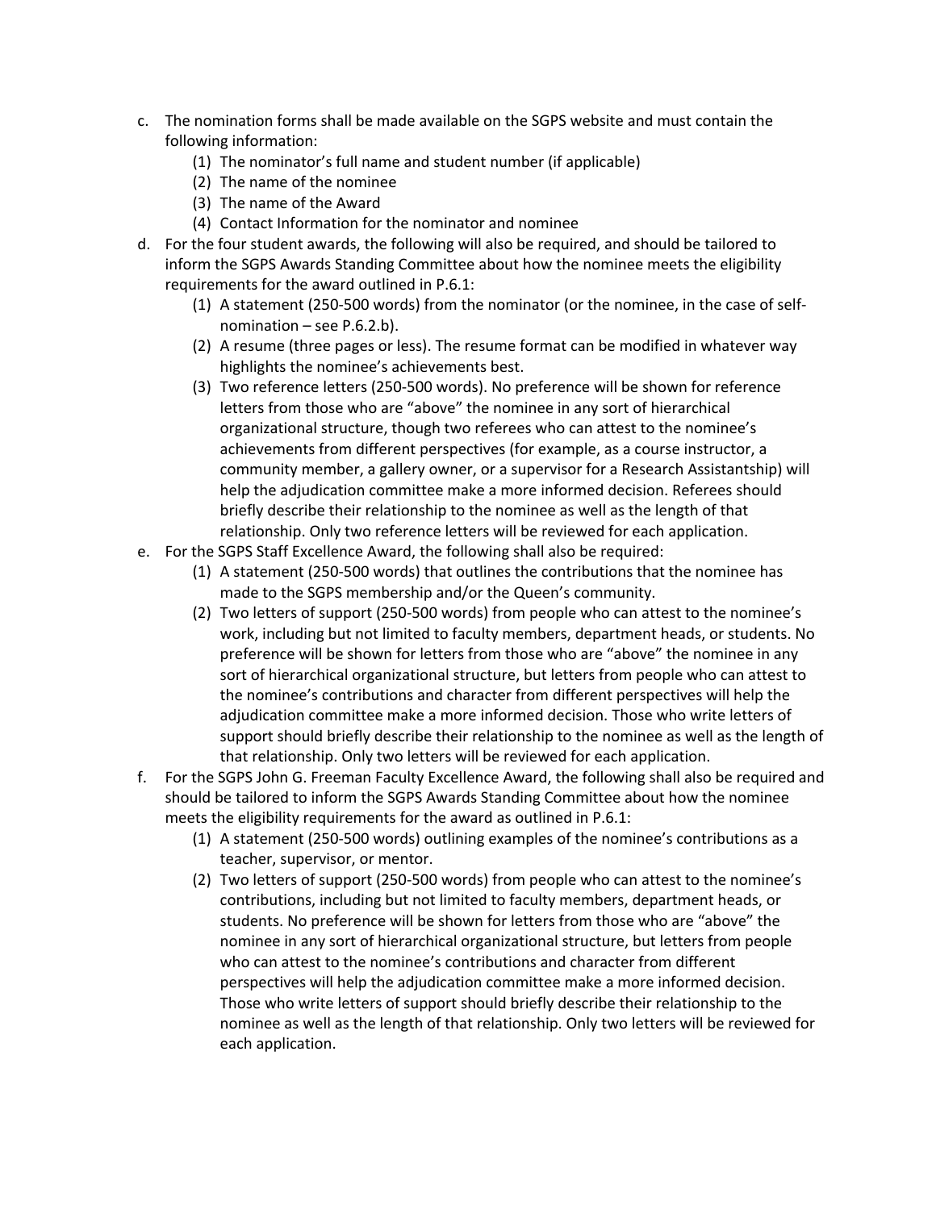c. The nomination forms shall be made available on the SGPS website and must contain the following information:
    (1) The nominator's full name and student number (if applicable)
    (2) The name of the nominee
    (3) The name of the Award
    (4) Contact Information for the nominator and nominee

d. For the four student awards, the following will also be required, and should be tailored to inform the SGPS Awards Standing Committee about how the nominee meets the eligibility requirements for the award outlined in P.6.1:
    (1) A statement (250-500 words) from the nominator (or the nominee, in the case of self-nomination – see P.6.2.b).
    (2) A resume (three pages or less). The resume format can be modified in whatever way highlights the nominee's achievements best.
    (3) Two reference letters (250-500 words). No preference will be shown for reference letters from those who are "above" the nominee in any sort of hierarchical organizational structure, though two referees who can attest to the nominee's achievements from different perspectives (for example, as a course instructor, a community member, a gallery owner, or a supervisor for a Research Assistantship) will help the adjudication committee make a more informed decision. Referees should briefly describe their relationship to the nominee as well as the length of that relationship. Only two reference letters will be reviewed for each application.

e. For the SGPS Staff Excellence Award, the following shall also be required:
    (1) A statement (250-500 words) that outlines the contributions that the nominee has made to the SGPS membership and/or the Queen's community.
    (2) Two letters of support (250-500 words) from people who can attest to the nominee's work, including but not limited to faculty members, department heads, or students. No preference will be shown for letters from those who are "above" the nominee in any sort of hierarchical organizational structure, but letters from people who can attest to the nominee's contributions and character from different perspectives will help the adjudication committee make a more informed decision. Those who write letters of support should briefly describe their relationship to the nominee as well as the length of that relationship. Only two letters will be reviewed for each application.

f. For the SGPS John G. Freeman Faculty Excellence Award, the following shall also be required and should be tailored to inform the SGPS Awards Standing Committee about how the nominee meets the eligibility requirements for the award as outlined in P.6.1:
    (1) A statement (250-500 words) outlining examples of the nominee's contributions as a teacher, supervisor, or mentor.
    (2) Two letters of support (250-500 words) from people who can attest to the nominee's contributions, including but not limited to faculty members, department heads, or students. No preference will be shown for letters from those who are "above" the nominee in any sort of hierarchical organizational structure, but letters from people who can attest to the nominee's contributions and character from different perspectives will help the adjudication committee make a more informed decision. Those who write letters of support should briefly describe their relationship to the nominee as well as the length of that relationship. Only two letters will be reviewed for each application.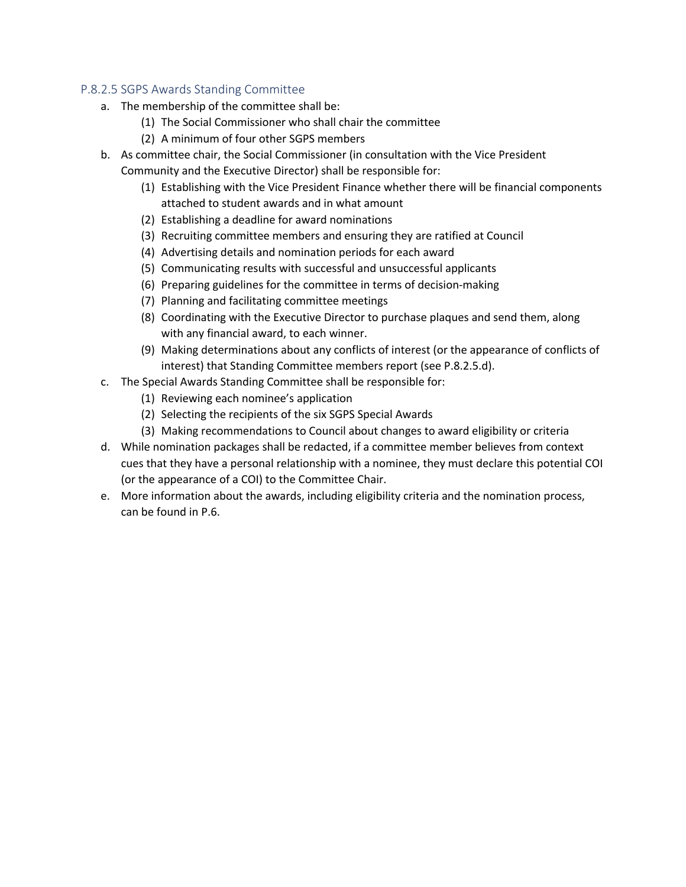### P.8.2.5 SGPS Awards Standing Committee

a. The membership of the committee shall be:
   (1) The Social Commissioner who shall chair the committee
   (2) A minimum of four other SGPS members
b. As committee chair, the Social Commissioner (in consultation with the Vice President Community and the Executive Director) shall be responsible for:
   (1) Establishing with the Vice President Finance whether there will be financial components attached to student awards and in what amount
   (2) Establishing a deadline for award nominations
   (3) Recruiting committee members and ensuring they are ratified at Council
   (4) Advertising details and nomination periods for each award
   (5) Communicating results with successful and unsuccessful applicants
   (6) Preparing guidelines for the committee in terms of decision-making
   (7) Planning and facilitating committee meetings
   (8) Coordinating with the Executive Director to purchase plaques and send them, along with any financial award, to each winner.
   (9) Making determinations about any conflicts of interest (or the appearance of conflicts of interest) that Standing Committee members report (see P.8.2.5.d).
c. The Special Awards Standing Committee shall be responsible for:
   (1) Reviewing each nominee's application
   (2) Selecting the recipients of the six SGPS Special Awards
   (3) Making recommendations to Council about changes to award eligibility or criteria
d. While nomination packages shall be redacted, if a committee member believes from context cues that they have a personal relationship with a nominee, they must declare this potential COI (or the appearance of a COI) to the Committee Chair.
e. More information about the awards, including eligibility criteria and the nomination process, can be found in P.6.